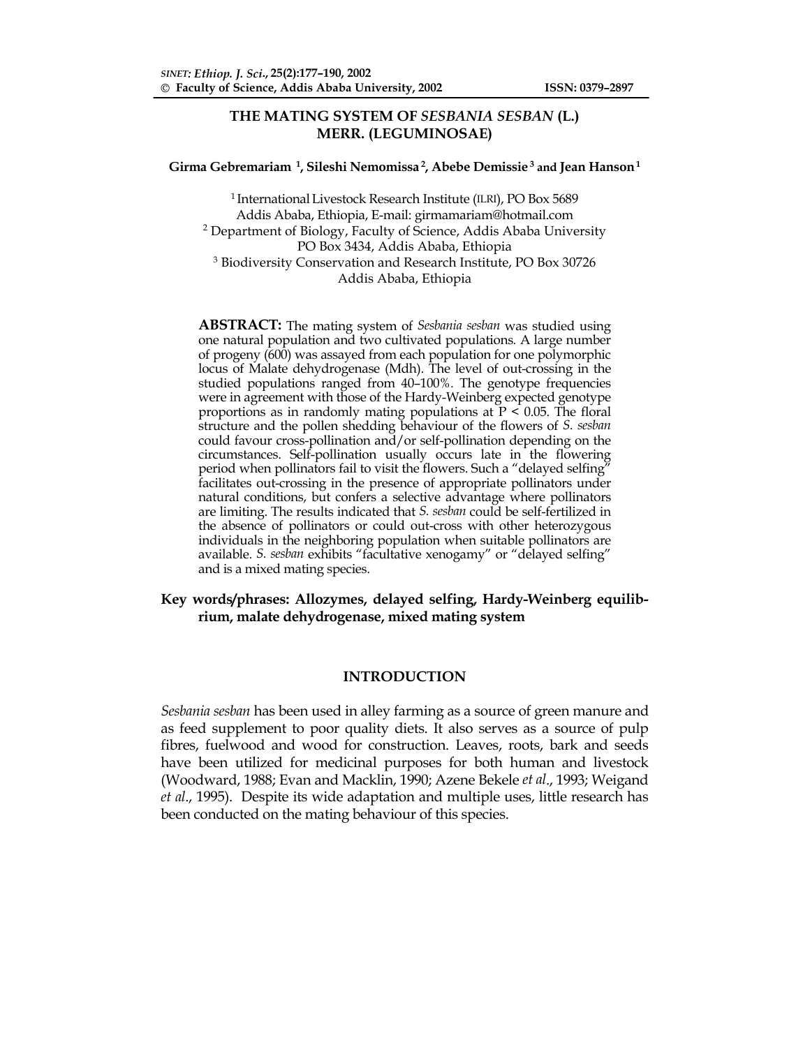# THE MATING SYSTEM OF *SESBANIA SESBAN* (L.) MERR. (LEGUMINOSAE)

**Girma Gebremariam [1], Sileshi Nemomissa [2], Abebe Demissie [3] and Jean Hanson [1]**

[1] International Livestock Research Institute (ILRI), PO Box 5689 Addis Ababa, Ethiopia, E-mail: girmamariam@hotmail.com
[2] Department of Biology, Faculty of Science, Addis Ababa University PO Box 3434, Addis Ababa, Ethiopia
[3] Biodiversity Conservation and Research Institute, PO Box 30726 Addis Ababa, Ethiopia

**ABSTRACT:** The mating system of *Sesbania sesban* was studied using one natural population and two cultivated populations. A large number of progeny (600) was assayed from each population for one polymorphic locus of Malate dehydrogenase (Mdh). The level of out-crossing in the studied populations ranged from 40–100%. The genotype frequencies were in agreement with those of the Hardy-Weinberg expected genotype proportions as in randomly mating populations at $P < 0.05$. The floral structure and the pollen shedding behaviour of the flowers of *S. sesban* could favour cross-pollination and/or self-pollination depending on the circumstances. Self-pollination usually occurs late in the flowering period when pollinators fail to visit the flowers. Such a "delayed selfing" facilitates out-crossing in the presence of appropriate pollinators under natural conditions, but confers a selective advantage where pollinators are limiting. The results indicated that *S. sesban* could be self-fertilized in the absence of pollinators or could out-cross with other heterozygous individuals in the neighboring population when suitable pollinators are available. *S. sesban* exhibits "facultative xenogamy" or "delayed selfing" and is a mixed mating species.

**Key words/phrases: Allozymes, delayed selfing, Hardy-Weinberg equilibrium, malate dehydrogenase, mixed mating system**

## INTRODUCTION

*Sesbania sesban* has been used in alley farming as a source of green manure and as feed supplement to poor quality diets. It also serves as a source of pulp fibres, fuelwood and wood for construction. Leaves, roots, bark and seeds have been utilized for medicinal purposes for both human and livestock (Woodward, 1988; Evan and Macklin, 1990; Azene Bekele *et al*., 1993; Weigand *et al*., 1995). Despite its wide adaptation and multiple uses, little research has been conducted on the mating behaviour of this species.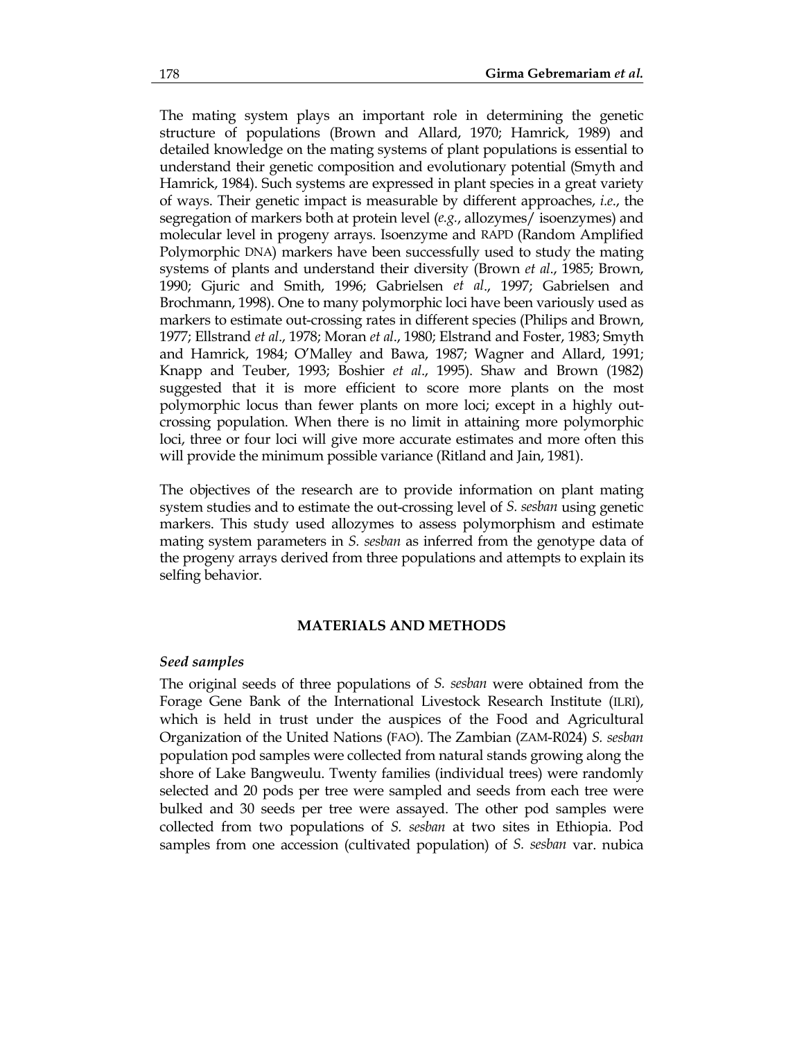The mating system plays an important role in determining the genetic structure of populations (Brown and Allard, 1970; Hamrick, 1989) and detailed knowledge on the mating systems of plant populations is essential to understand their genetic composition and evolutionary potential (Smyth and Hamrick, 1984). Such systems are expressed in plant species in a great variety of ways. Their genetic impact is measurable by different approaches, *i.e.*, the segregation of markers both at protein level (*e.g.*, allozymes/ isoenzymes) and molecular level in progeny arrays. Isoenzyme and RAPD (Random Amplified Polymorphic DNA) markers have been successfully used to study the mating systems of plants and understand their diversity (Brown *et al*., 1985; Brown, 1990; Gjuric and Smith, 1996; Gabrielsen *et al*., 1997; Gabrielsen and Brochmann, 1998). One to many polymorphic loci have been variously used as markers to estimate out-crossing rates in different species (Philips and Brown, 1977; Ellstrand *et al*., 1978; Moran *et al*., 1980; Elstrand and Foster, 1983; Smyth and Hamrick, 1984; O'Malley and Bawa, 1987; Wagner and Allard, 1991; Knapp and Teuber, 1993; Boshier *et al*., 1995). Shaw and Brown (1982) suggested that it is more efficient to score more plants on the most polymorphic locus than fewer plants on more loci; except in a highly out-crossing population. When there is no limit in attaining more polymorphic loci, three or four loci will give more accurate estimates and more often this will provide the minimum possible variance (Ritland and Jain, 1981).

The objectives of the research are to provide information on plant mating system studies and to estimate the out-crossing level of *S. sesban* using genetic markers. This study used allozymes to assess polymorphism and estimate mating system parameters in *S. sesban* as inferred from the genotype data of the progeny arrays derived from three populations and attempts to explain its selfing behavior.

## MATERIALS AND METHODS

### *Seed samples*

The original seeds of three populations of *S. sesban* were obtained from the Forage Gene Bank of the International Livestock Research Institute (ILRI), which is held in trust under the auspices of the Food and Agricultural Organization of the United Nations (FAO). The Zambian (ZAM-R024) *S. sesban* population pod samples were collected from natural stands growing along the shore of Lake Bangweulu. Twenty families (individual trees) were randomly selected and 20 pods per tree were sampled and seeds from each tree were bulked and 30 seeds per tree were assayed. The other pod samples were collected from two populations of *S. sesban* at two sites in Ethiopia. Pod samples from one accession (cultivated population) of *S. sesban* var. nubica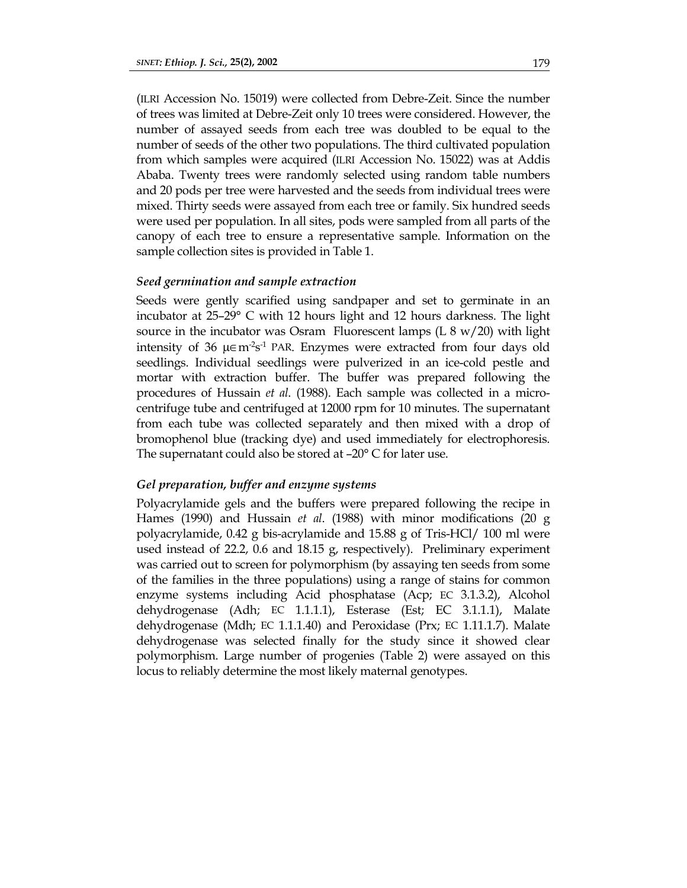(ILRI Accession No. 15019) were collected from Debre-Zeit. Since the number of trees was limited at Debre-Zeit only 10 trees were considered. However, the number of assayed seeds from each tree was doubled to be equal to the number of seeds of the other two populations. The third cultivated population from which samples were acquired (ILRI Accession No. 15022) was at Addis Ababa. Twenty trees were randomly selected using random table numbers and 20 pods per tree were harvested and the seeds from individual trees were mixed. Thirty seeds were assayed from each tree or family. Six hundred seeds were used per population. In all sites, pods were sampled from all parts of the canopy of each tree to ensure a representative sample. Information on the sample collection sites is provided in Table 1.

### *Seed germination and sample extraction*

Seeds were gently scarified using sandpaper and set to germinate in an incubator at 25–29° C with 12 hours light and 12 hours darkness. The light source in the incubator was Osram Fluorescent lamps (L 8 w/20) with light intensity of 36 $\mu\in m^{-2}s^{-1}$ PAR. Enzymes were extracted from four days old seedlings. Individual seedlings were pulverized in an ice-cold pestle and mortar with extraction buffer. The buffer was prepared following the procedures of Hussain *et al*. (1988). Each sample was collected in a micro-centrifuge tube and centrifuged at 12000 rpm for 10 minutes. The supernatant from each tube was collected separately and then mixed with a drop of bromophenol blue (tracking dye) and used immediately for electrophoresis. The supernatant could also be stored at –20° C for later use.

### *Gel preparation, buffer and enzyme systems*

Polyacrylamide gels and the buffers were prepared following the recipe in Hames (1990) and Hussain *et al*. (1988) with minor modifications (20 g polyacrylamide, 0.42 g bis-acrylamide and 15.88 g of Tris-HCl/ 100 ml were used instead of 22.2, 0.6 and 18.15 g, respectively). Preliminary experiment was carried out to screen for polymorphism (by assaying ten seeds from some of the families in the three populations) using a range of stains for common enzyme systems including Acid phosphatase (Acp; EC 3.1.3.2), Alcohol dehydrogenase (Adh; EC 1.1.1.1), Esterase (Est; EC 3.1.1.1), Malate dehydrogenase (Mdh; EC 1.1.1.40) and Peroxidase (Prx; EC 1.11.1.7). Malate dehydrogenase was selected finally for the study since it showed clear polymorphism. Large number of progenies (Table 2) were assayed on this locus to reliably determine the most likely maternal genotypes.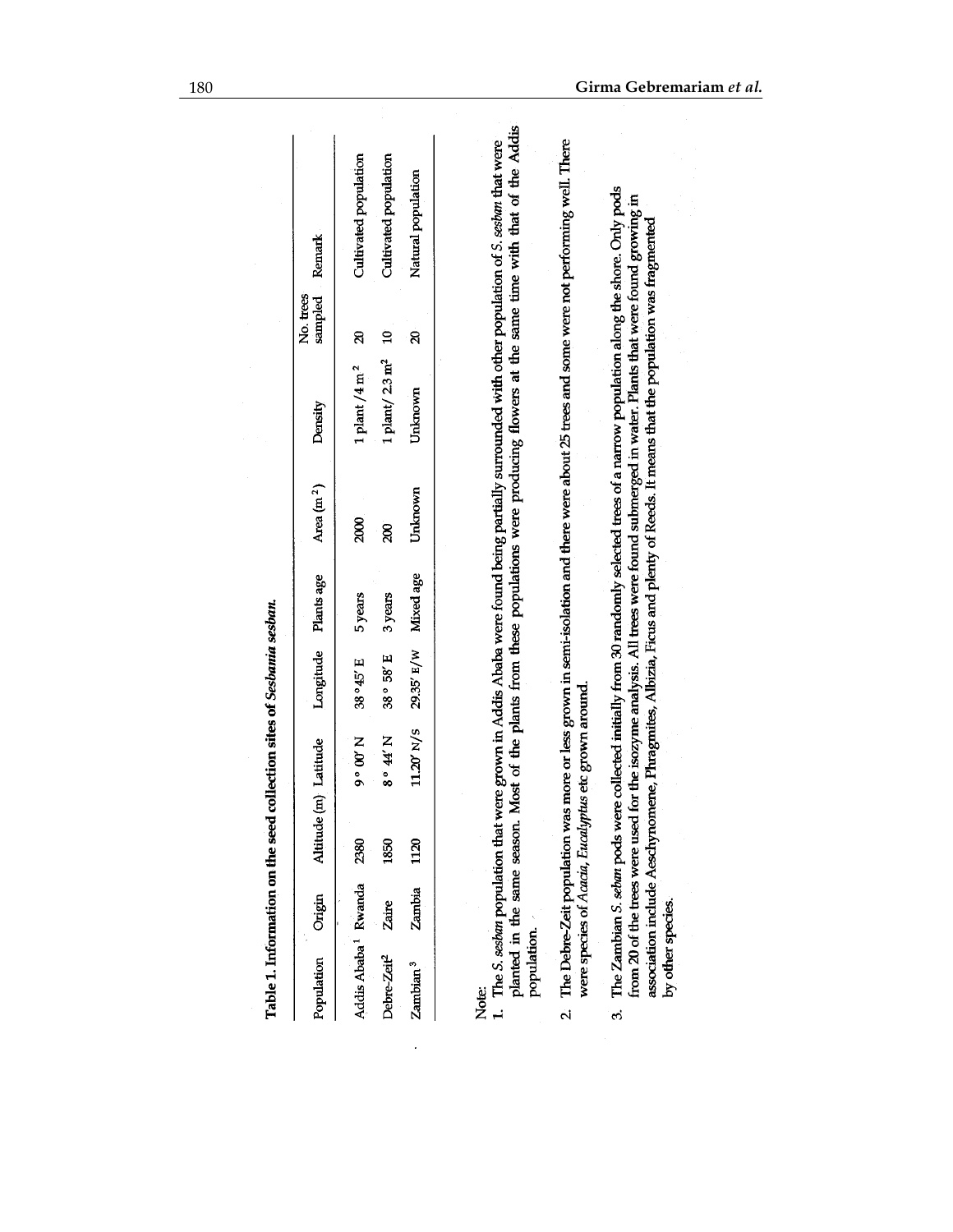**Table 1. Information on the seed collection sites of *Sesbania sesban*.**

| Population | Origin | Altitude (m) | Latitude | Longitude | Plants age | Area ($m^2$) | Density | No. trees sampled | Remark |
|---|---|---|---|---|---|---|---|---|---|
| Addis Ababa[1] | Rwanda | 2380 | 9 ° 00' N | 38 ° 45' E | 5 years | 2000 | 1 plant /4 $m^2$ | 20 | Cultivated population |
| Debre-Zeit[2] | Zaire | 1850 | 8 ° 44' N | 38 ° 58' E | 3 years | 200 | 1 plant/ 2.3 $m^2$ | 10 | Cultivated population |
| Zambian[3] | Zambia | 1120 | 11.20' N/S | 29.35' E/W | Mixed age | Unknown | Unknown | 20 | Natural population |

Note:

1. The *S. sesban* population that were grown in Addis Ababa were found being partially surrounded with other population of *S. sesban* that were planted in the same season. Most of the plants from these populations were producing flowers at the same time with that of the Addis population.

2. The Debre-Zeit population was more or less grown in semi-isolation and there were about 25 trees and some were not performing well. There were species of *Acacia*, *Eucalyptus* etc grown around.

3. The Zambian *S. seban* pods were collected initially from 30 randomly selected trees of a narrow population along the shore. Only pods from 20 of the trees were used for the isozyme analysis. All trees were found submerged in water. Plants that were found growing in association include Aeschynomene, Phragmites, Albizia, Ficus and plenty of Reeds. It means that the population was fragmented by other species.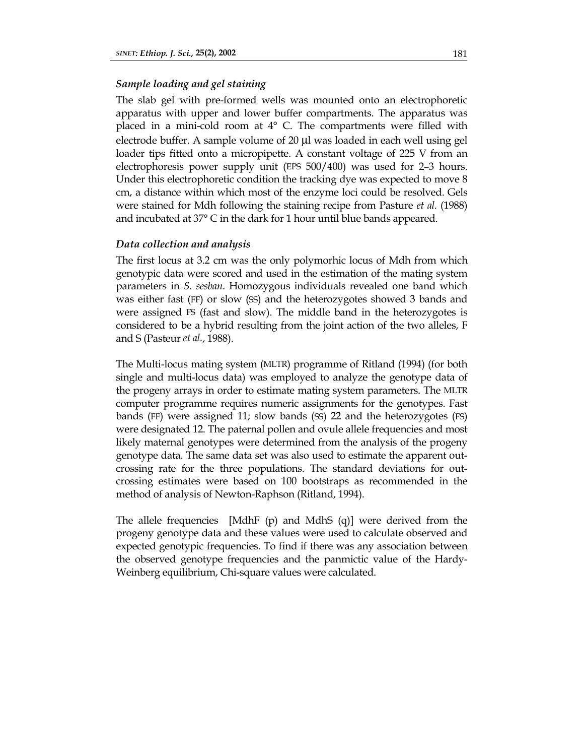### *Sample loading and gel staining*

The slab gel with pre-formed wells was mounted onto an electrophoretic apparatus with upper and lower buffer compartments. The apparatus was placed in a mini-cold room at 4° C. The compartments were filled with electrode buffer. A sample volume of 20 µl was loaded in each well using gel loader tips fitted onto a micropipette. A constant voltage of 225 V from an electrophoresis power supply unit (EPS 500/400) was used for 2–3 hours. Under this electrophoretic condition the tracking dye was expected to move 8 cm, a distance within which most of the enzyme loci could be resolved. Gels were stained for Mdh following the staining recipe from Pasture *et al.* (1988) and incubated at 37° C in the dark for 1 hour until blue bands appeared.

### *Data collection and analysis*

The first locus at 3.2 cm was the only polymorhic locus of Mdh from which genotypic data were scored and used in the estimation of the mating system parameters in *S. sesban*. Homozygous individuals revealed one band which was either fast (FF) or slow (SS) and the heterozygotes showed 3 bands and were assigned FS (fast and slow). The middle band in the heterozygotes is considered to be a hybrid resulting from the joint action of the two alleles, F and S (Pasteur *et al.*, 1988).

The Multi-locus mating system (MLTR) programme of Ritland (1994) (for both single and multi-locus data) was employed to analyze the genotype data of the progeny arrays in order to estimate mating system parameters. The MLTR computer programme requires numeric assignments for the genotypes. Fast bands (FF) were assigned 11; slow bands (SS) 22 and the heterozygotes (FS) were designated 12. The paternal pollen and ovule allele frequencies and most likely maternal genotypes were determined from the analysis of the progeny genotype data. The same data set was also used to estimate the apparent out-crossing rate for the three populations. The standard deviations for out-crossing estimates were based on 100 bootstraps as recommended in the method of analysis of Newton-Raphson (Ritland, 1994).

The allele frequencies [MdhF (p) and MdhS (q)] were derived from the progeny genotype data and these values were used to calculate observed and expected genotypic frequencies. To find if there was any association between the observed genotype frequencies and the panmictic value of the Hardy-Weinberg equilibrium, Chi-square values were calculated.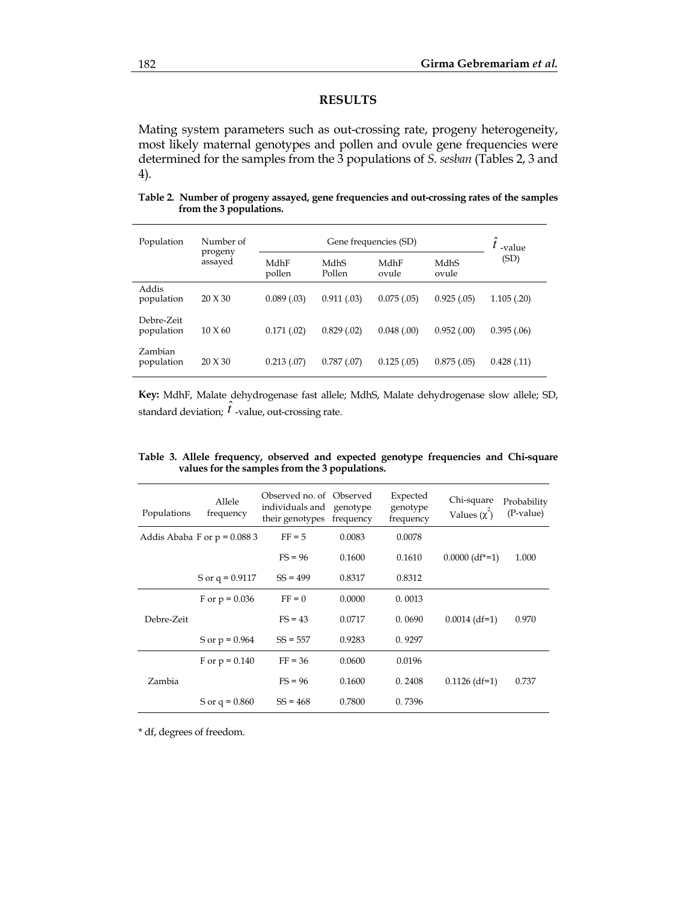## RESULTS

Mating system parameters such as out-crossing rate, progeny heterogeneity, most likely maternal genotypes and pollen and ovule gene frequencies were determined for the samples from the 3 populations of *S. sesban* (Tables 2, 3 and 4).

**Table 2. Number of progeny assayed, gene frequencies and out-crossing rates of the samples from the 3 populations.**

| Population | Number of progeny assayed | Gene frequencies (SD) | | | | $\hat{t}$ -value (SD) |
|---|---|---|---|---|---|---|
| | | MdhF pollen | MdhS Pollen | MdhF ovule | MdhS ovule | |
| Addis population | 20 X 30 | 0.089 (.03) | 0.911 (.03) | 0.075 (.05) | 0.925 (.05) | 1.105 (.20) |
| Debre-Zeit population | 10 X 60 | 0.171 (.02) | 0.829 (.02) | 0.048 (.00) | 0.952 (.00) | 0.395 (.06) |
| Zambian population | 20 X 30 | 0.213 (.07) | 0.787 (.07) | 0.125 (.05) | 0.875 (.05) | 0.428 (.11) |

**Key:** MdhF, Malate dehydrogenase fast allele; MdhS, Malate dehydrogenase slow allele; SD, standard deviation; $\hat{t}$ -value, out-crossing rate.

**Table 3. Allele frequency, observed and expected genotype frequencies and Chi-square values for the samples from the 3 populations.**

| Populations | Allele frequency | Observed no. of individuals and their genotypes | Observed genotype frequency | Expected genotype frequency | Chi-square Values ($\chi^2$) | Probability (P-value) |
|---|---|---|---|---|---|---|
| Addis Ababa | F or p = 0.088 3 | FF = 5 | 0.0083 | 0.0078 | | |
| | | FS = 96 | 0.1600 | 0.1610 | 0.0000 (df*=1) | 1.000 |
| | S or q = 0.9117 | SS = 499 | 0.8317 | 0.8312 | | |
| | F or p = 0.036 | FF = 0 | 0.0000 | 0. 0013 | | |
| Debre-Zeit | | FS = 43 | 0.0717 | 0. 0690 | 0.0014 (df=1) | 0.970 |
| | S or p = 0.964 | SS = 557 | 0.9283 | 0. 9297 | | |
| | F or p = 0.140 | FF = 36 | 0.0600 | 0.0196 | | |
| Zambia | | FS = 96 | 0.1600 | 0. 2408 | 0.1126 (df=1) | 0.737 |
| | S or q = 0.860 | SS = 468 | 0.7800 | 0. 7396 | | |

\* df, degrees of freedom.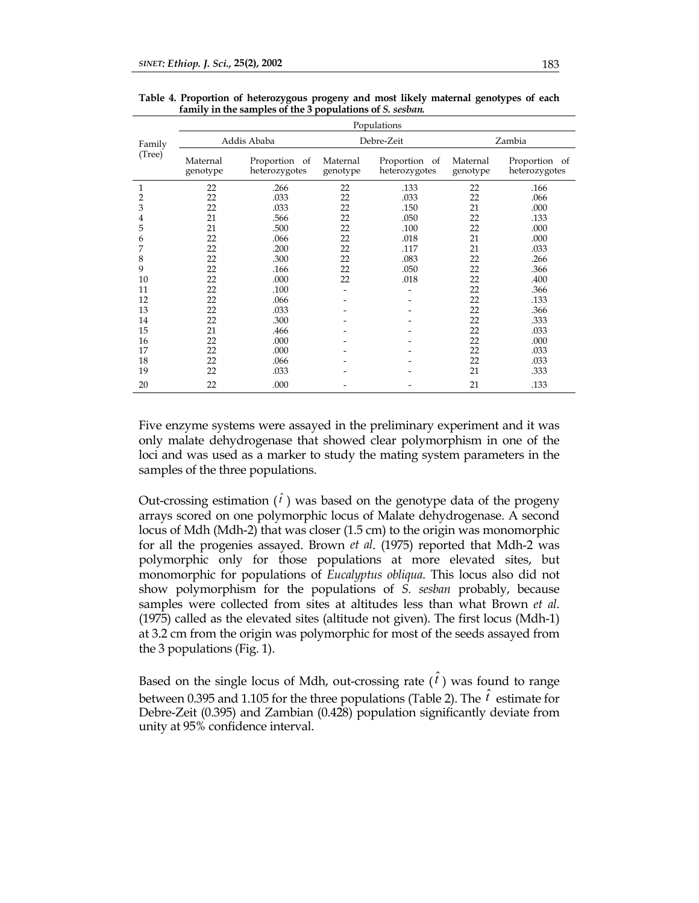**Table 4. Proportion of heterozygous progeny and most likely maternal genotypes of each family in the samples of the 3 populations of *S. sesban*.**

| Family (Tree) | Populations | | | | | |
|---|---|---|---|---|---|---|
| | Addis Ababa | | Debre-Zeit | | Zambia | |
| | Maternal genotype | Proportion of heterozygotes | Maternal genotype | Proportion of heterozygotes | Maternal genotype | Proportion of heterozygotes |
| 1 | 22 | .266 | 22 | .133 | 22 | .166 |
| 2 | 22 | .033 | 22 | .033 | 22 | .066 |
| 3 | 22 | .033 | 22 | .150 | 21 | .000 |
| 4 | 21 | .566 | 22 | .050 | 22 | .133 |
| 5 | 21 | .500 | 22 | .100 | 22 | .000 |
| 6 | 22 | .066 | 22 | .018 | 21 | .000 |
| 7 | 22 | .200 | 22 | .117 | 21 | .033 |
| 8 | 22 | .300 | 22 | .083 | 22 | .266 |
| 9 | 22 | .166 | 22 | .050 | 22 | .366 |
| 10 | 22 | .000 | 22 | .018 | 22 | .400 |
| 11 | 22 | .100 | - | - | 22 | .366 |
| 12 | 22 | .066 | - | - | 22 | .133 |
| 13 | 22 | .033 | - | - | 22 | .366 |
| 14 | 22 | .300 | - | - | 22 | .333 |
| 15 | 21 | .466 | - | - | 22 | .033 |
| 16 | 22 | .000 | - | - | 22 | .000 |
| 17 | 22 | .000 | - | - | 22 | .033 |
| 18 | 22 | .066 | - | - | 22 | .033 |
| 19 | 22 | .033 | - | - | 21 | .333 |
| 20 | 22 | .000 | - | - | 21 | .133 |

Five enzyme systems were assayed in the preliminary experiment and it was only malate dehydrogenase that showed clear polymorphism in one of the loci and was used as a marker to study the mating system parameters in the samples of the three populations.

Out-crossing estimation ($\hat{t}$) was based on the genotype data of the progeny arrays scored on one polymorphic locus of Malate dehydrogenase. A second locus of Mdh (Mdh-2) that was closer (1.5 cm) to the origin was monomorphic for all the progenies assayed. Brown *et al*. (1975) reported that Mdh-2 was polymorphic only for those populations at more elevated sites, but monomorphic for populations of *Eucalyptus obliqua*. This locus also did not show polymorphism for the populations of *S. sesban* probably, because samples were collected from sites at altitudes less than what Brown *et al*. (1975) called as the elevated sites (altitude not given). The first locus (Mdh-1) at 3.2 cm from the origin was polymorphic for most of the seeds assayed from the 3 populations (Fig. 1).

Based on the single locus of Mdh, out-crossing rate ($\hat{t}$) was found to range between 0.395 and 1.105 for the three populations (Table 2). The $\hat{t}$ estimate for Debre-Zeit (0.395) and Zambian (0.428) population significantly deviate from unity at 95% confidence interval.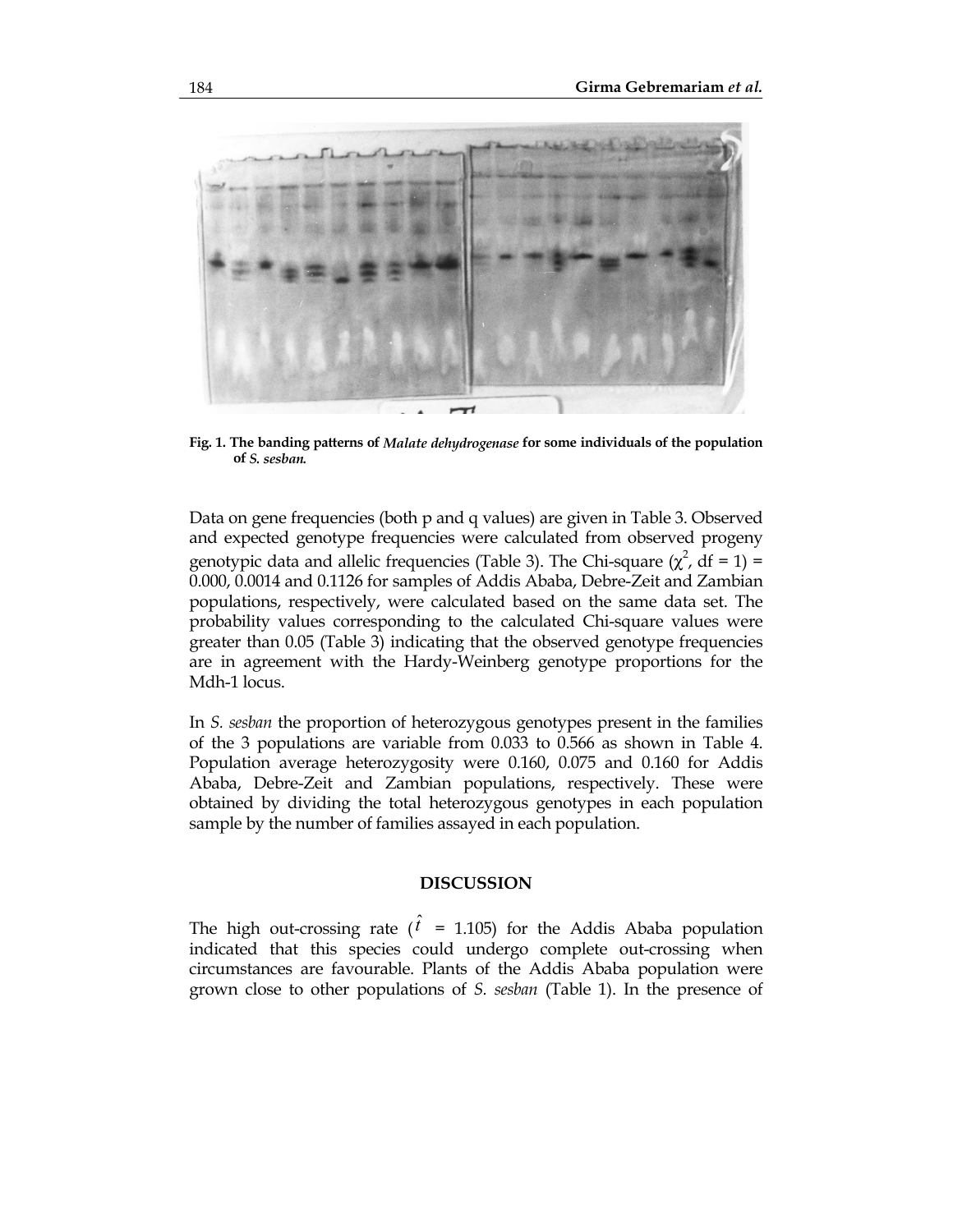Fig. 1. The banding patterns of *Malate dehydrogenase* for some individuals of the population of *S. sesban*.

Data on gene frequencies (both p and q values) are given in Table 3. Observed and expected genotype frequencies were calculated from observed progeny genotypic data and allelic frequencies (Table 3). The Chi-square ($\chi^2$, df = 1) = 0.000, 0.0014 and 0.1126 for samples of Addis Ababa, Debre-Zeit and Zambian populations, respectively, were calculated based on the same data set. The probability values corresponding to the calculated Chi-square values were greater than 0.05 (Table 3) indicating that the observed genotype frequencies are in agreement with the Hardy-Weinberg genotype proportions for the Mdh-1 locus.

In *S. sesban* the proportion of heterozygous genotypes present in the families of the 3 populations are variable from 0.033 to 0.566 as shown in Table 4. Population average heterozygosity were 0.160, 0.075 and 0.160 for Addis Ababa, Debre-Zeit and Zambian populations, respectively. These were obtained by dividing the total heterozygous genotypes in each population sample by the number of families assayed in each population.

## DISCUSSION

The high out-crossing rate ($\hat{t}$ = 1.105) for the Addis Ababa population indicated that this species could undergo complete out-crossing when circumstances are favourable. Plants of the Addis Ababa population were grown close to other populations of *S. sesban* (Table 1). In the presence of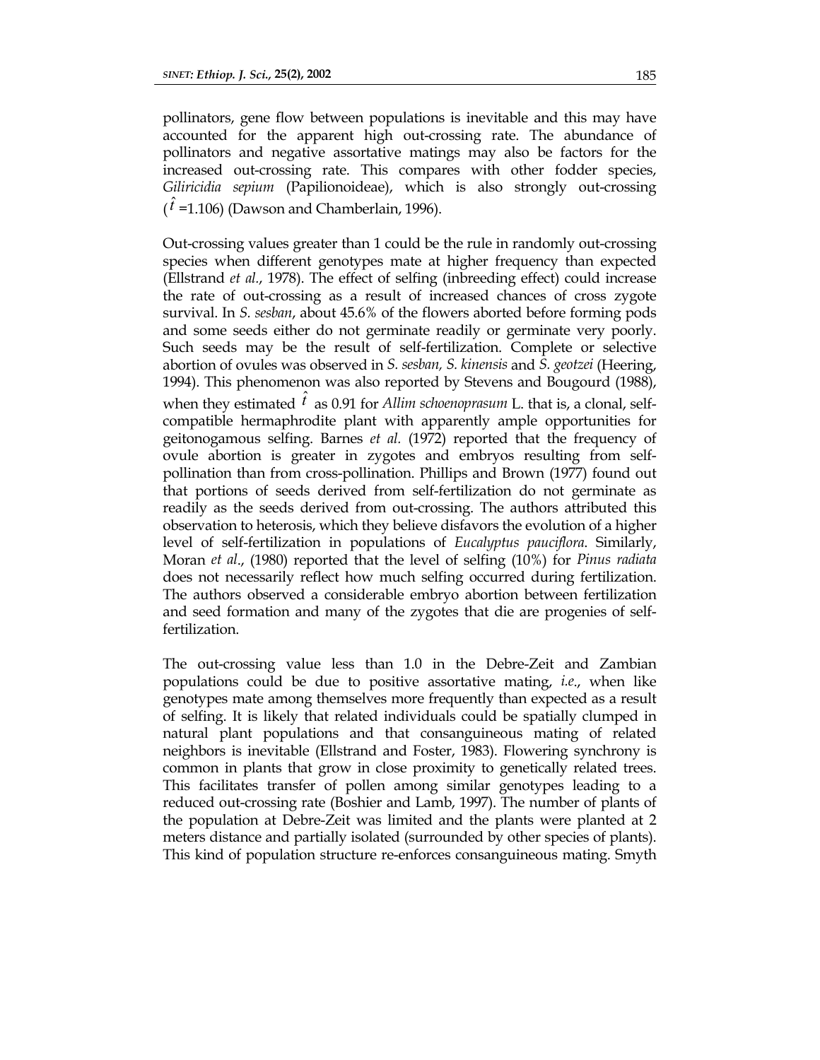pollinators, gene flow between populations is inevitable and this may have accounted for the apparent high out-crossing rate. The abundance of pollinators and negative assortative matings may also be factors for the increased out-crossing rate. This compares with other fodder species, *Giliricidia sepium* (Papilionoideae), which is also strongly out-crossing ($\hat{t}$ =1.106) (Dawson and Chamberlain, 1996).

Out-crossing values greater than 1 could be the rule in randomly out-crossing species when different genotypes mate at higher frequency than expected (Ellstrand *et al.*, 1978). The effect of selfing (inbreeding effect) could increase the rate of out-crossing as a result of increased chances of cross zygote survival. In *S. sesban*, about 45.6% of the flowers aborted before forming pods and some seeds either do not germinate readily or germinate very poorly. Such seeds may be the result of self-fertilization. Complete or selective abortion of ovules was observed in *S. sesban, S. kinensis* and *S. geotzei* (Heering, 1994). This phenomenon was also reported by Stevens and Bougourd (1988), when they estimated $\hat{t}$ as 0.91 for *Allim schoenoprasum* L. that is, a clonal, self-compatible hermaphrodite plant with apparently ample opportunities for geitonogamous selfing. Barnes *et al.* (1972) reported that the frequency of ovule abortion is greater in zygotes and embryos resulting from self-pollination than from cross-pollination. Phillips and Brown (1977) found out that portions of seeds derived from self-fertilization do not germinate as readily as the seeds derived from out-crossing. The authors attributed this observation to heterosis, which they believe disfavors the evolution of a higher level of self-fertilization in populations of *Eucalyptus pauciflora*. Similarly, Moran *et al*., (1980) reported that the level of selfing (10%) for *Pinus radiata* does not necessarily reflect how much selfing occurred during fertilization. The authors observed a considerable embryo abortion between fertilization and seed formation and many of the zygotes that die are progenies of self-fertilization.

The out-crossing value less than 1.0 in the Debre-Zeit and Zambian populations could be due to positive assortative mating, *i.e*., when like genotypes mate among themselves more frequently than expected as a result of selfing. It is likely that related individuals could be spatially clumped in natural plant populations and that consanguineous mating of related neighbors is inevitable (Ellstrand and Foster, 1983). Flowering synchrony is common in plants that grow in close proximity to genetically related trees. This facilitates transfer of pollen among similar genotypes leading to a reduced out-crossing rate (Boshier and Lamb, 1997). The number of plants of the population at Debre-Zeit was limited and the plants were planted at 2 meters distance and partially isolated (surrounded by other species of plants). This kind of population structure re-enforces consanguineous mating. Smyth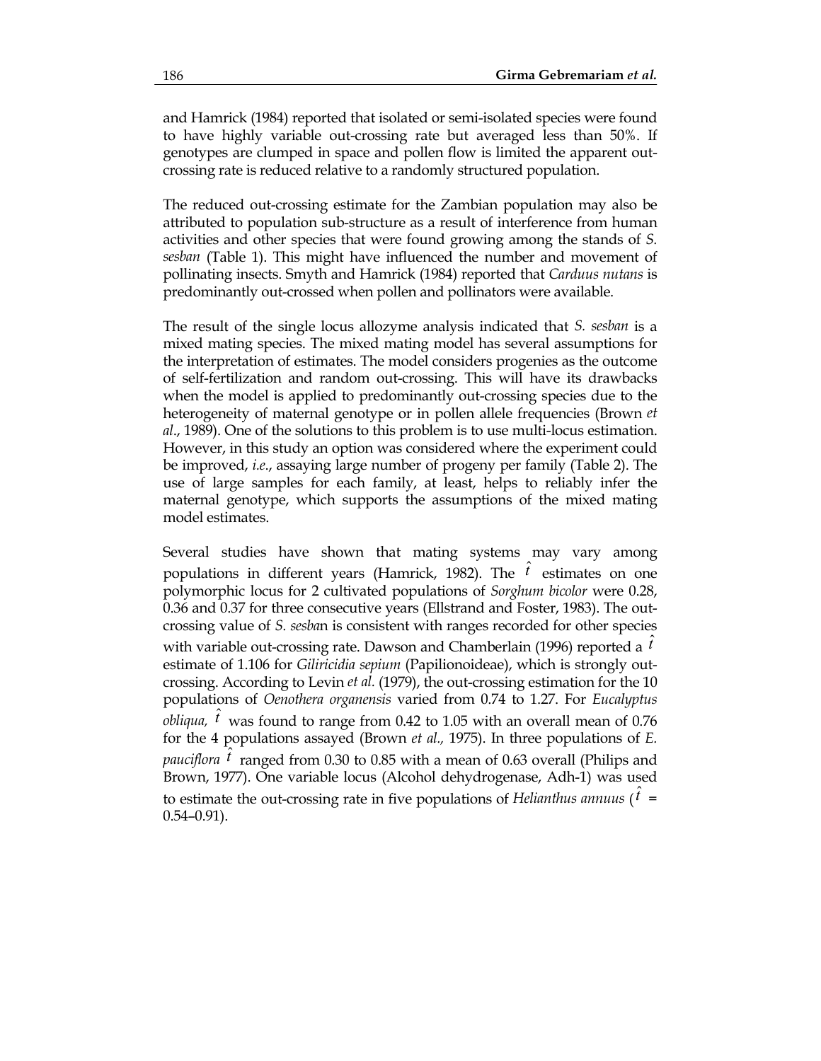and Hamrick (1984) reported that isolated or semi-isolated species were found to have highly variable out-crossing rate but averaged less than 50%. If genotypes are clumped in space and pollen flow is limited the apparent out-crossing rate is reduced relative to a randomly structured population.

The reduced out-crossing estimate for the Zambian population may also be attributed to population sub-structure as a result of interference from human activities and other species that were found growing among the stands of *S. sesban* (Table 1). This might have influenced the number and movement of pollinating insects. Smyth and Hamrick (1984) reported that *Carduus nutans* is predominantly out-crossed when pollen and pollinators were available.

The result of the single locus allozyme analysis indicated that *S. sesban* is a mixed mating species. The mixed mating model has several assumptions for the interpretation of estimates. The model considers progenies as the outcome of self-fertilization and random out-crossing. This will have its drawbacks when the model is applied to predominantly out-crossing species due to the heterogeneity of maternal genotype or in pollen allele frequencies (Brown *et al*., 1989). One of the solutions to this problem is to use multi-locus estimation. However, in this study an option was considered where the experiment could be improved, *i.e*., assaying large number of progeny per family (Table 2). The use of large samples for each family, at least, helps to reliably infer the maternal genotype, which supports the assumptions of the mixed mating model estimates.

Several studies have shown that mating systems may vary among populations in different years (Hamrick, 1982). The $\hat{t}$ estimates on one polymorphic locus for 2 cultivated populations of *Sorghum bicolor* were 0.28, 0.36 and 0.37 for three consecutive years (Ellstrand and Foster, 1983). The out-crossing value of *S. sesba*n is consistent with ranges recorded for other species with variable out-crossing rate. Dawson and Chamberlain (1996) reported a $\hat{t}$ estimate of 1.106 for *Giliricidia sepium* (Papilionoideae), which is strongly out-crossing. According to Levin *et al.* (1979), the out-crossing estimation for the 10 populations of *Oenothera organensis* varied from 0.74 to 1.27. For *Eucalyptus obliqua,* $\hat{t}$ was found to range from 0.42 to 1.05 with an overall mean of 0.76 for the 4 populations assayed (Brown *et al.,* 1975). In three populations of *E. pauciflora* $\hat{t}$ ranged from 0.30 to 0.85 with a mean of 0.63 overall (Philips and Brown, 1977). One variable locus (Alcohol dehydrogenase, Adh-1) was used to estimate the out-crossing rate in five populations of *Helianthus annuus* ($\hat{t}$ = 0.54–0.91).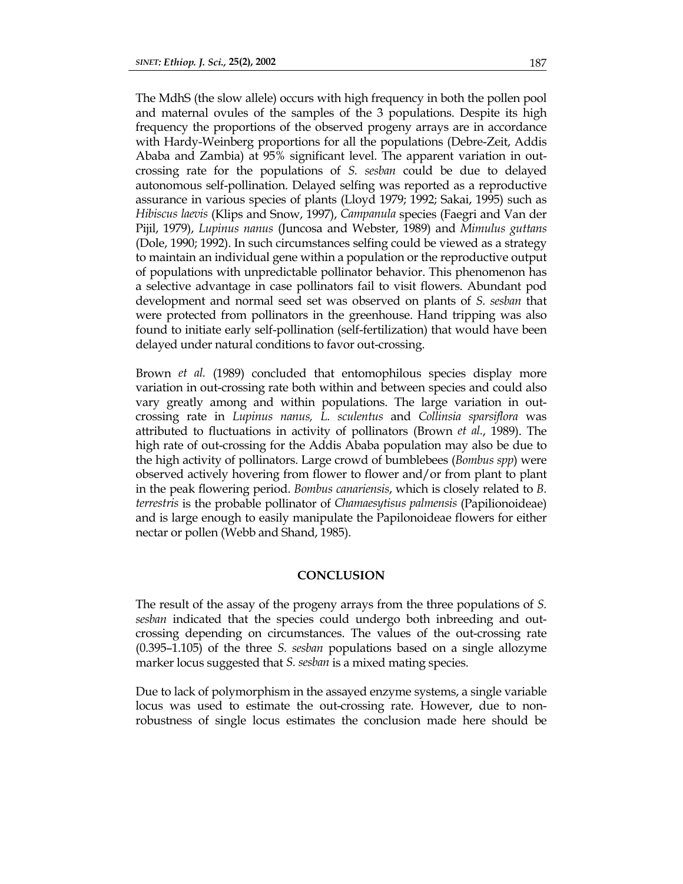The MdhS (the slow allele) occurs with high frequency in both the pollen pool and maternal ovules of the samples of the 3 populations. Despite its high frequency the proportions of the observed progeny arrays are in accordance with Hardy-Weinberg proportions for all the populations (Debre-Zeit, Addis Ababa and Zambia) at 95% significant level. The apparent variation in out-crossing rate for the populations of *S. sesban* could be due to delayed autonomous self-pollination. Delayed selfing was reported as a reproductive assurance in various species of plants (Lloyd 1979; 1992; Sakai, 1995) such as *Hibiscus laevis* (Klips and Snow, 1997), *Campanula* species (Faegri and Van der Pijil, 1979), *Lupinus nanus* (Juncosa and Webster, 1989) and *Mimulus guttans* (Dole, 1990; 1992). In such circumstances selfing could be viewed as a strategy to maintain an individual gene within a population or the reproductive output of populations with unpredictable pollinator behavior. This phenomenon has a selective advantage in case pollinators fail to visit flowers. Abundant pod development and normal seed set was observed on plants of *S. sesban* that were protected from pollinators in the greenhouse. Hand tripping was also found to initiate early self-pollination (self-fertilization) that would have been delayed under natural conditions to favor out-crossing.

Brown *et al.* (1989) concluded that entomophilous species display more variation in out-crossing rate both within and between species and could also vary greatly among and within populations. The large variation in out-crossing rate in *Lupinus nanus, L. sculentus* and *Collinsia sparsiflora* was attributed to fluctuations in activity of pollinators (Brown *et al.*, 1989). The high rate of out-crossing for the Addis Ababa population may also be due to the high activity of pollinators. Large crowd of bumblebees (*Bombus spp*) were observed actively hovering from flower to flower and/or from plant to plant in the peak flowering period. *Bombus canariensis*, which is closely related to *B. terrestris* is the probable pollinator of *Chamaesytisus palmensis* (Papilionoideae) and is large enough to easily manipulate the Papilonoideae flowers for either nectar or pollen (Webb and Shand, 1985).

## CONCLUSION

The result of the assay of the progeny arrays from the three populations of *S. sesban* indicated that the species could undergo both inbreeding and out-crossing depending on circumstances. The values of the out-crossing rate (0.395–1.105) of the three *S. sesban* populations based on a single allozyme marker locus suggested that *S. sesban* is a mixed mating species.

Due to lack of polymorphism in the assayed enzyme systems, a single variable locus was used to estimate the out-crossing rate. However, due to non-robustness of single locus estimates the conclusion made here should be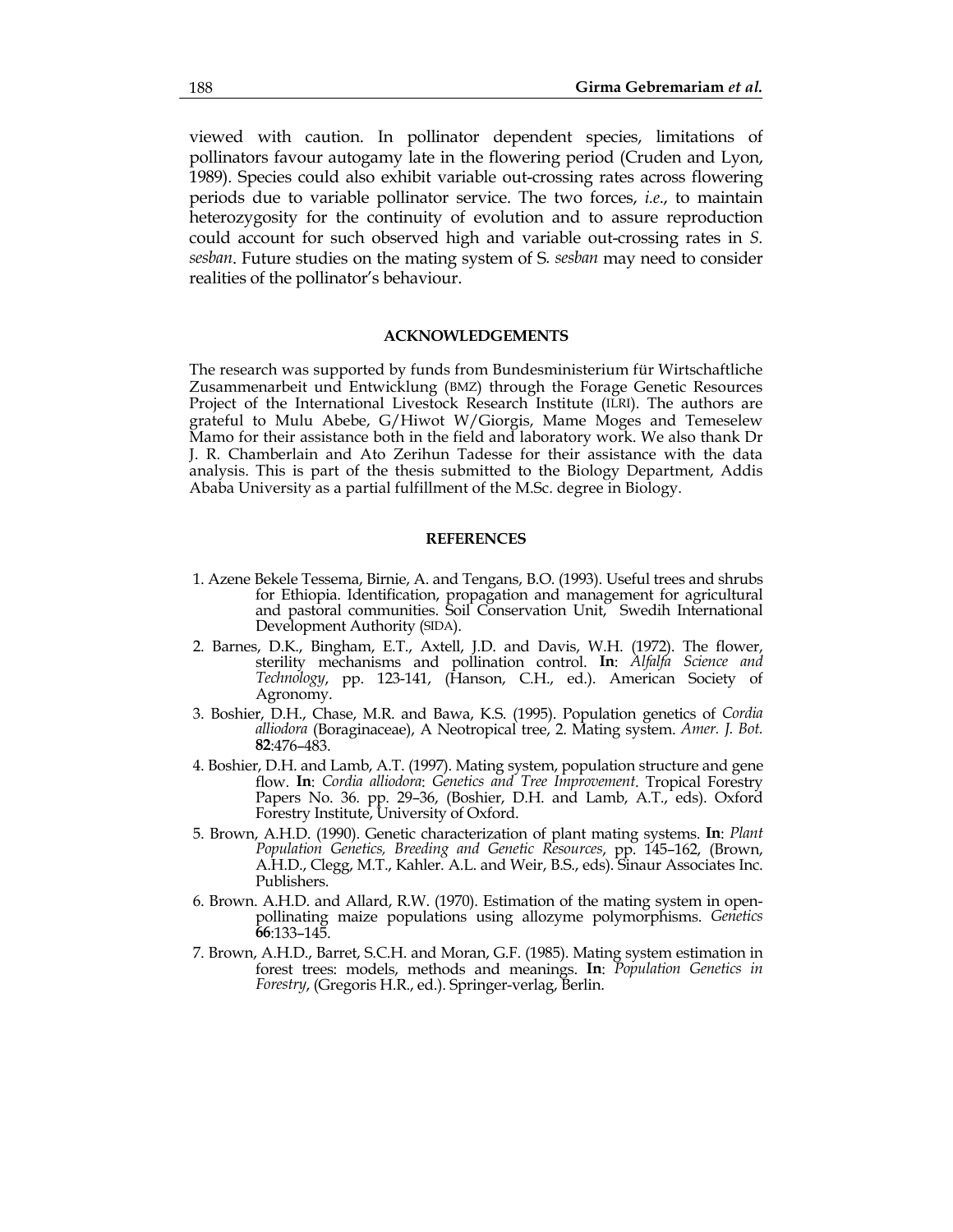viewed with caution. In pollinator dependent species, limitations of pollinators favour autogamy late in the flowering period (Cruden and Lyon, 1989). Species could also exhibit variable out-crossing rates across flowering periods due to variable pollinator service. The two forces, *i.e*., to maintain heterozygosity for the continuity of evolution and to assure reproduction could account for such observed high and variable out-crossing rates in *S. sesban*. Future studies on the mating system of S*. sesban* may need to consider realities of the pollinator's behaviour.

## ACKNOWLEDGEMENTS

The research was supported by funds from Bundesministerium für Wirtschaftliche Zusammenarbeit und Entwicklung (BMZ) through the Forage Genetic Resources Project of the International Livestock Research Institute (ILRI). The authors are grateful to Mulu Abebe, G/Hiwot W/Giorgis, Mame Moges and Temeselew Mamo for their assistance both in the field and laboratory work. We also thank Dr J. R. Chamberlain and Ato Zerihun Tadesse for their assistance with the data analysis. This is part of the thesis submitted to the Biology Department, Addis Ababa University as a partial fulfillment of the M.Sc. degree in Biology.

## REFERENCES

1. Azene Bekele Tessema, Birnie, A. and Tengans, B.O. (1993). Useful trees and shrubs for Ethiopia. Identification, propagation and management for agricultural and pastoral communities. Soil Conservation Unit, Swedih International Development Authority (SIDA).
2. Barnes, D.K., Bingham, E.T., Axtell, J.D. and Davis, W.H. (1972). The flower, sterility mechanisms and pollination control. **In**: *Alfalfa Science and Technology*, pp. 123-141, (Hanson, C.H., ed.). American Society of Agronomy.
3. Boshier, D.H., Chase, M.R. and Bawa, K.S. (1995). Population genetics of *Cordia alliodora* (Boraginaceae), A Neotropical tree, 2. Mating system. *Amer. J. Bot.* **82**:476–483.
4. Boshier, D.H. and Lamb, A.T. (1997). Mating system, population structure and gene flow. **In**: *Cordia alliodora*: *Genetics and Tree Improvement*. Tropical Forestry Papers No. 36. pp. 29–36, (Boshier, D.H. and Lamb, A.T., eds). Oxford Forestry Institute, University of Oxford.
5. Brown, A.H.D. (1990). Genetic characterization of plant mating systems. **In**: *Plant Population Genetics, Breeding and Genetic Resources*, pp. 145–162, (Brown, A.H.D., Clegg, M.T., Kahler. A.L. and Weir, B.S., eds). Sinaur Associates Inc. Publishers.
6. Brown. A.H.D. and Allard, R.W. (1970). Estimation of the mating system in open-pollinating maize populations using allozyme polymorphisms. *Genetics* **66**:133–145.
7. Brown, A.H.D., Barret, S.C.H. and Moran, G.F. (1985). Mating system estimation in forest trees: models, methods and meanings. **In**: *Population Genetics in Forestry*, (Gregoris H.R., ed.). Springer-verlag, Berlin.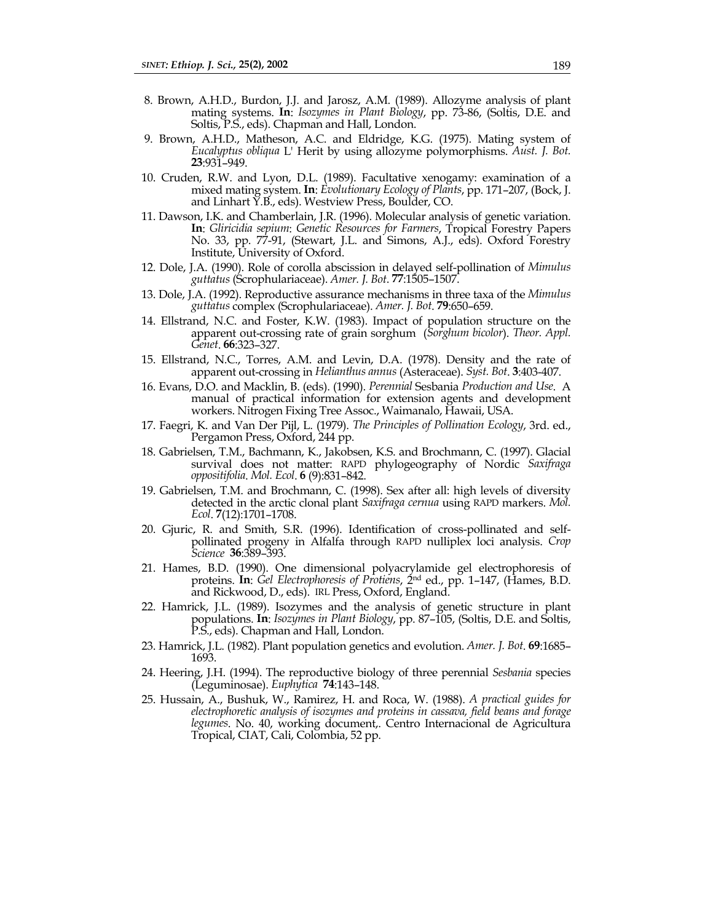8. Brown, A.H.D., Burdon, J.J. and Jarosz, A.M. (1989). Allozyme analysis of plant mating systems. **In**: *Isozymes in Plant Biology*, pp. 73-86, (Soltis, D.E. and Soltis, P.S., eds). Chapman and Hall, London.

9. Brown, A.H.D., Matheson, A.C. and Eldridge, K.G. (1975). Mating system of *Eucalyptus obliqua* L' Herit by using allozyme polymorphisms. *Aust. J. Bot.* **23**:931–949.

10. Cruden, R.W. and Lyon, D.L. (1989). Facultative xenogamy: examination of a mixed mating system. **In**: *Evolutionary Ecology of Plants*, pp. 171–207, (Bock, J. and Linhart Y.B., eds). Westview Press, Boulder, CO.

11. Dawson, I.K. and Chamberlain, J.R. (1996). Molecular analysis of genetic variation. **In**: *Gliricidia sepium*: *Genetic Resources for Farmers*, Tropical Forestry Papers No. 33, pp. 77-91, (Stewart, J.L. and Simons, A.J., eds). Oxford Forestry Institute, University of Oxford.

12. Dole, J.A. (1990). Role of corolla abscission in delayed self-pollination of *Mimulus guttatus* (Scrophulariaceae). *Amer. J. Bot*. **77**:1505–1507.

13. Dole, J.A. (1992). Reproductive assurance mechanisms in three taxa of the *Mimulus guttatus* complex (Scrophulariaceae). *Amer. J. Bot*. **79**:650–659.

14. Ellstrand, N.C. and Foster, K.W. (1983). Impact of population structure on the apparent out-crossing rate of grain sorghum (*Sorghum bicolor*). *Theor. Appl. Genet*. **66**:323–327.

15. Ellstrand, N.C., Torres, A.M. and Levin, D.A. (1978). Density and the rate of apparent out-crossing in *Helianthus annus* (Asteraceae). *Syst. Bot*. **3**:403-407.

16. Evans, D.O. and Macklin, B. (eds). (1990). *Perennial* Sesbania *Production and Use*. A manual of practical information for extension agents and development workers. Nitrogen Fixing Tree Assoc., Waimanalo, Hawaii, USA.

17. Faegri, K. and Van Der Pijl, L. (1979). *The Principles of Pollination Ecology*, 3rd. ed., Pergamon Press, Oxford, 244 pp.

18. Gabrielsen, T.M., Bachmann, K., Jakobsen, K.S. and Brochmann, C. (1997). Glacial survival does not matter: RAPD phylogeography of Nordic *Saxifraga oppositifolia*. *Mol. Ecol*. **6** (9):831–842.

19. Gabrielsen, T.M. and Brochmann, C. (1998). Sex after all: high levels of diversity detected in the arctic clonal plant *Saxifraga cernua* using RAPD markers. *Mol. Ecol*. **7**(12):1701–1708.

20. Gjuric, R. and Smith, S.R. (1996). Identification of cross-pollinated and self-pollinated progeny in Alfalfa through RAPD nulliplex loci analysis. *Crop Science* **36**:389–393.

21. Hames, B.D. (1990). One dimensional polyacrylamide gel electrophoresis of proteins. **In**: *Gel Electrophoresis of Protiens*, 2nd ed., pp. 1–147, (Hames, B.D. and Rickwood, D., eds). IRL Press, Oxford, England.

22. Hamrick, J.L. (1989). Isozymes and the analysis of genetic structure in plant populations. **In**: *Isozymes in Plant Biology*, pp. 87–105, (Soltis, D.E. and Soltis, P.S., eds). Chapman and Hall, London.

23. Hamrick, J.L. (1982). Plant population genetics and evolution. *Amer. J. Bot*. **69**:1685–1693.

24. Heering, J.H. (1994). The reproductive biology of three perennial *Sesbania* species (Leguminosae). *Euphytica* **74**:143–148.

25. Hussain, A., Bushuk, W., Ramirez, H. and Roca, W. (1988). *A practical guides for electrophoretic analysis of isozymes and proteins in cassava, field beans and forage legumes*. No. 40, working document,. Centro Internacional de Agricultura Tropical, CIAT, Cali, Colombia, 52 pp.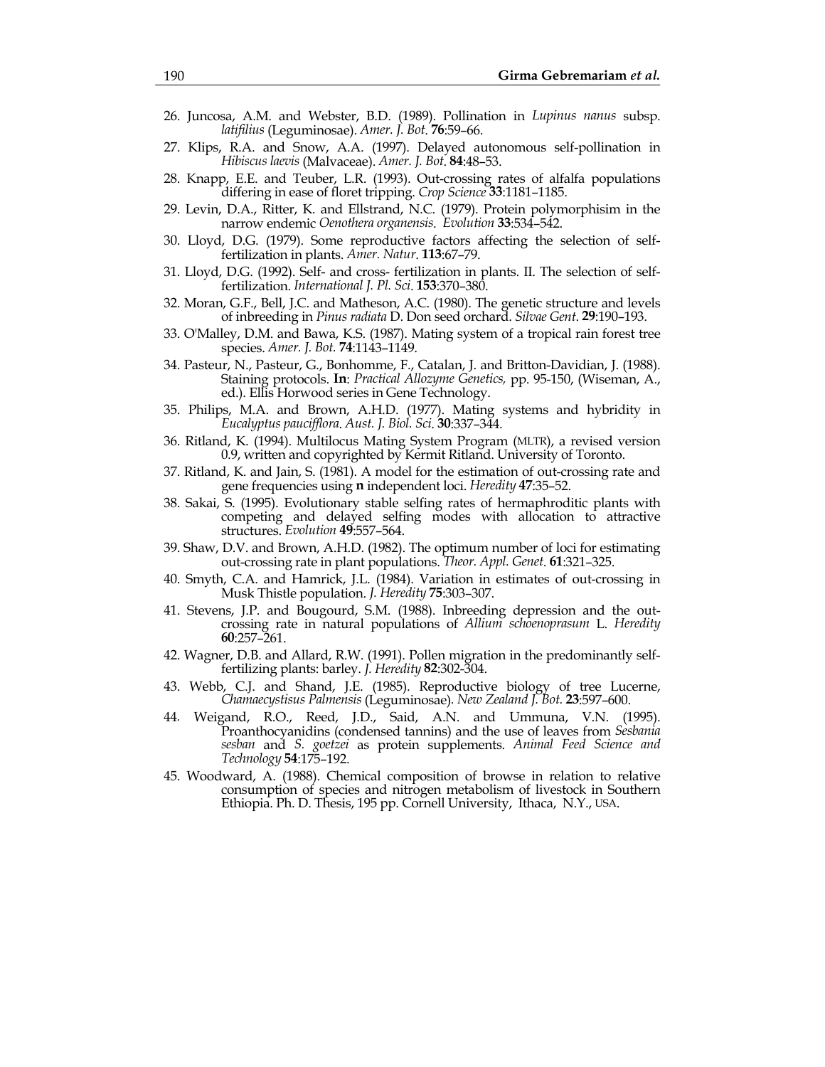26. Juncosa, A.M. and Webster, B.D. (1989). Pollination in *Lupinus nanus* subsp. *latifilius* (Leguminosae). *Amer. J. Bot*. **76**:59–66.

27. Klips, R.A. and Snow, A.A. (1997). Delayed autonomous self-pollination in *Hibiscus laevis* (Malvaceae). *Amer. J. Bot*. **84**:48–53.

28. Knapp, E.E. and Teuber, L.R. (1993). Out-crossing rates of alfalfa populations differing in ease of floret tripping. *Crop Science* **33**:1181–1185.

29. Levin, D.A., Ritter, K. and Ellstrand, N.C. (1979). Protein polymorphisim in the narrow endemic *Oenothera organensis*. *Evolution* **33**:534–542.

30. Lloyd, D.G. (1979). Some reproductive factors affecting the selection of self-fertilization in plants. *Amer. Natur*. **113**:67–79.

31. Lloyd, D.G. (1992). Self- and cross- fertilization in plants. II. The selection of self-fertilization. *International J. Pl. Sci*. **153**:370–380.

32. Moran, G.F., Bell, J.C. and Matheson, A.C. (1980). The genetic structure and levels of inbreeding in *Pinus radiata* D. Don seed orchard. *Silvae Gent*. **29**:190–193.

33. O'Malley, D.M. and Bawa, K.S. (1987). Mating system of a tropical rain forest tree species. *Amer. J. Bot.* **74**:1143–1149.

34. Pasteur, N., Pasteur, G., Bonhomme, F., Catalan, J. and Britton-Davidian, J. (1988). Staining protocols. **In**: *Practical Allozyme Genetics,* pp. 95-150, (Wiseman, A., ed.). Ellis Horwood series in Gene Technology.

35. Philips, M.A. and Brown, A.H.D. (1977). Mating systems and hybridity in *Eucalyptus paucifflora*. *Aust. J. Biol. Sci.* **30**:337–344.

36. Ritland, K. (1994). Multilocus Mating System Program (MLTR), a revised version 0.9, written and copyrighted by Kermit Ritland. University of Toronto.

37. Ritland, K. and Jain, S. (1981). A model for the estimation of out-crossing rate and gene frequencies using **n** independent loci. *Heredity* **47**:35–52.

38. Sakai, S. (1995). Evolutionary stable selfing rates of hermaphroditic plants with competing and delayed selfing modes with allocation to attractive structures. *Evolution* **49**:557–564.

39. Shaw, D.V. and Brown, A.H.D. (1982). The optimum number of loci for estimating out-crossing rate in plant populations. *Theor. Appl. Genet*. **61**:321–325.

40. Smyth, C.A. and Hamrick, J.L. (1984). Variation in estimates of out-crossing in Musk Thistle population. *J. Heredity* **75**:303–307.

41. Stevens, J.P. and Bougourd, S.M. (1988). Inbreeding depression and the out-crossing rate in natural populations of *Allium schoenoprasum* L. *Heredity* **60**:257–261.

42. Wagner, D.B. and Allard, R.W. (1991). Pollen migration in the predominantly self-fertilizing plants: barley. *J. Heredity* **82**:302-304.

43. Webb, C.J. and Shand, J.E. (1985). Reproductive biology of tree Lucerne, *Chamaecystisus Palmensis* (Leguminosae). *New Zealand J. Bot.* **23**:597–600.

44. Weigand, R.O., Reed, J.D., Said, A.N. and Ummuna, V.N. (1995). Proanthocyanidins (condensed tannins) and the use of leaves from *Sesbania sesban* and *S. goetzei* as protein supplements. *Animal Feed Science and Technology* **54**:175–192.

45. Woodward, A. (1988). Chemical composition of browse in relation to relative consumption of species and nitrogen metabolism of livestock in Southern Ethiopia. Ph. D. Thesis, 195 pp. Cornell University, Ithaca, N.Y., USA.